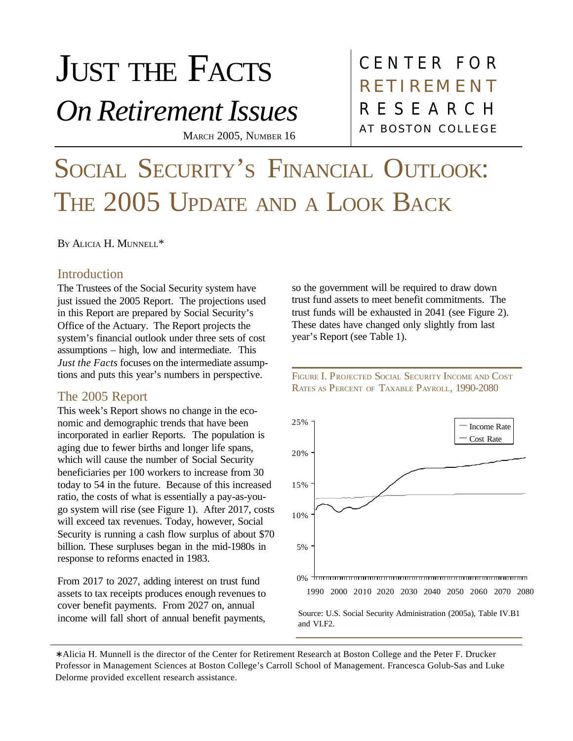# Just the Facts *On Retirement Issues*

March 2005, Number 16

CENTER FOR RETIREMENT RESEARCH AT BOSTON COLLEGE

# Social Security's Financial Outlook: The 2005 Update and a Look Back

By Alicia H. Munnell*

## Introduction

The Trustees of the Social Security system have just issued the 2005 Report. The projections used in this Report are prepared by Social Security's Office of the Actuary. The Report projects the system's financial outlook under three sets of cost assumptions – high, low and intermediate. This *Just the Facts* focuses on the intermediate assumptions and puts this year's numbers in perspective.

## The 2005 Report

This week's Report shows no change in the economic and demographic trends that have been incorporated in earlier Reports. The population is aging due to fewer births and longer life spans, which will cause the number of Social Security beneficiaries per 100 workers to increase from 30 today to 54 in the future. Because of this increased ratio, the costs of what is essentially a pay-as-you-go system will rise (see Figure 1). After 2017, costs will exceed tax revenues. Today, however, Social Security is running a cash flow surplus of about $70 billion. These surpluses began in the mid-1980s in response to reforms enacted in 1983.

From 2017 to 2027, adding interest on trust fund assets to tax receipts produces enough revenues to cover benefit payments. From 2027 on, annual income will fall short of annual benefit payments, so the government will be required to draw down trust fund assets to meet benefit commitments. The trust funds will be exhausted in 2041 (see Figure 2). These dates have changed only slightly from last year's Report (see Table 1).

Figure I. Projected Social Security Income and Cost Rates as Percent of Taxable Payroll, 1990-2080

Source: U.S. Social Security Administration (2005a), Table IV.B1 and VI.F2.

*Alicia H. Munnell is the director of the Center for Retirement Research at Boston College and the Peter F. Drucker Professor in Management Sciences at Boston College's Carroll School of Management. Francesca Golub-Sas and Luke Delorme provided excellent research assistance.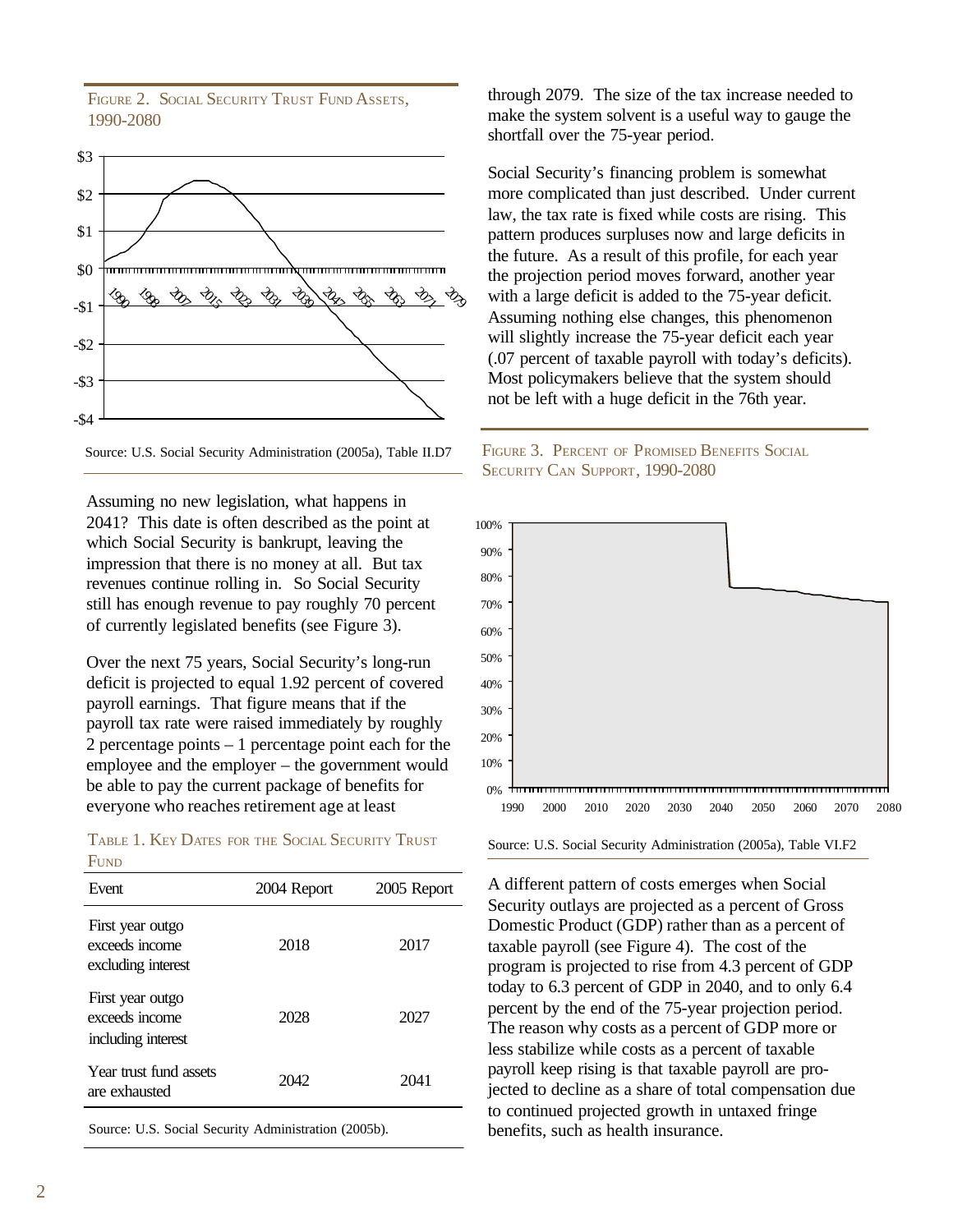FIGURE 2. SOCIAL SECURITY TRUST FUND ASSETS, 1990-2080

Source: U.S. Social Security Administration (2005a), Table II.D7

Assuming no new legislation, what happens in 2041? This date is often described as the point at which Social Security is bankrupt, leaving the impression that there is no money at all. But tax revenues continue rolling in. So Social Security still has enough revenue to pay roughly 70 percent of currently legislated benefits (see Figure 3).

Over the next 75 years, Social Security's long-run deficit is projected to equal 1.92 percent of covered payroll earnings. That figure means that if the payroll tax rate were raised immediately by roughly 2 percentage points – 1 percentage point each for the employee and the employer – the government would be able to pay the current package of benefits for everyone who reaches retirement age at least through 2079. The size of the tax increase needed to make the system solvent is a useful way to gauge the shortfall over the 75-year period.

TABLE 1. KEY DATES FOR THE SOCIAL SECURITY TRUST FUND

| Event | 2004 Report | 2005 Report |
|---|---|---|
| First year outgo exceeds income excluding interest | 2018 | 2017 |
| First year outgo exceeds income including interest | 2028 | 2027 |
| Year trust fund assets are exhausted | 2042 | 2041 |

Source: U.S. Social Security Administration (2005b).

Social Security's financing problem is somewhat more complicated than just described. Under current law, the tax rate is fixed while costs are rising. This pattern produces surpluses now and large deficits in the future. As a result of this profile, for each year the projection period moves forward, another year with a large deficit is added to the 75-year deficit. Assuming nothing else changes, this phenomenon will slightly increase the 75-year deficit each year (.07 percent of taxable payroll with today's deficits). Most policymakers believe that the system should not be left with a huge deficit in the 76th year.

FIGURE 3. PERCENT OF PROMISED BENEFITS SOCIAL SECURITY CAN SUPPORT, 1990-2080

Source: U.S. Social Security Administration (2005a), Table VI.F2

A different pattern of costs emerges when Social Security outlays are projected as a percent of Gross Domestic Product (GDP) rather than as a percent of taxable payroll (see Figure 4). The cost of the program is projected to rise from 4.3 percent of GDP today to 6.3 percent of GDP in 2040, and to only 6.4 percent by the end of the 75-year projection period. The reason why costs as a percent of GDP more or less stabilize while costs as a percent of taxable payroll keep rising is that taxable payroll are projected to decline as a share of total compensation due to continued projected growth in untaxed fringe benefits, such as health insurance.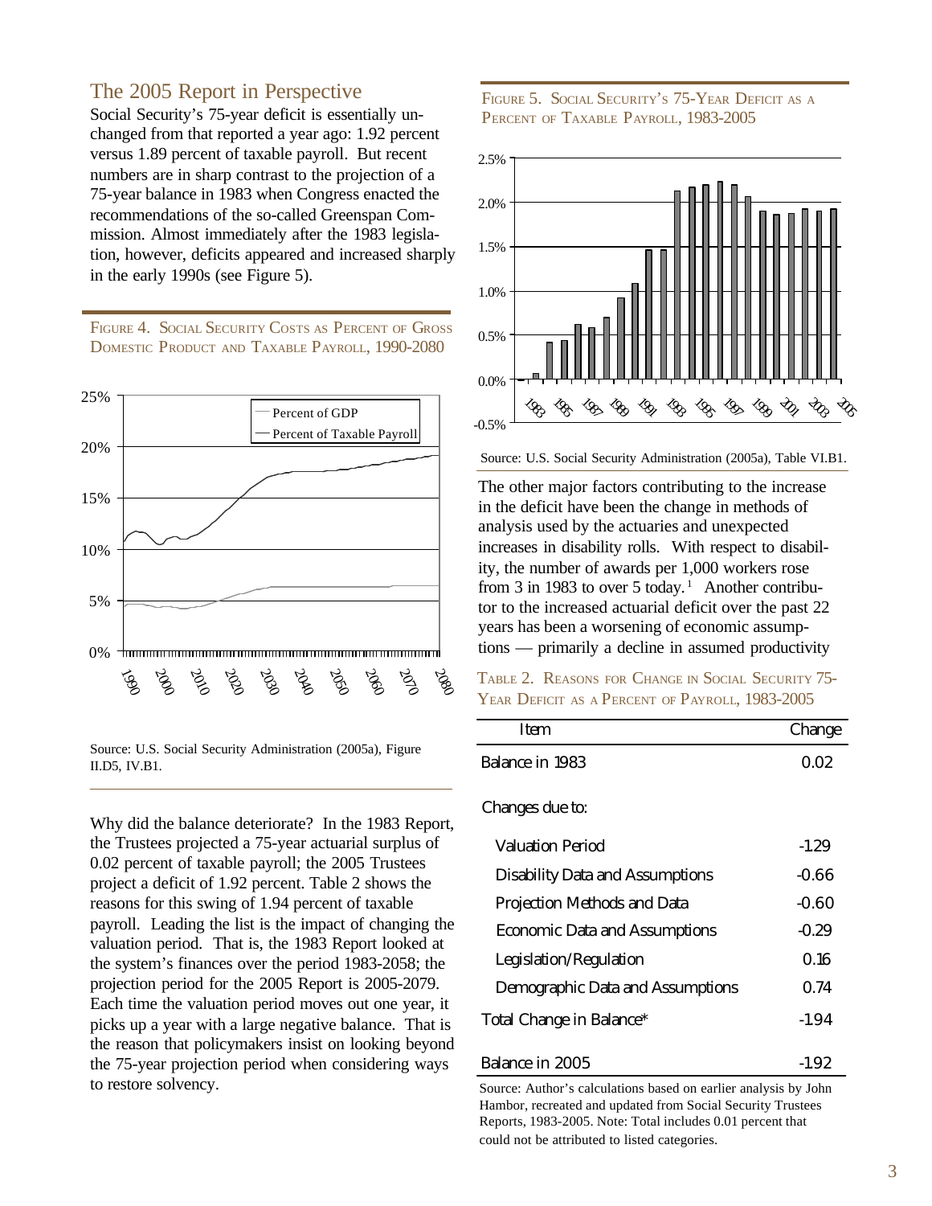## The 2005 Report in Perspective

Social Security's 75-year deficit is essentially unchanged from that reported a year ago: 1.92 percent versus 1.89 percent of taxable payroll. But recent numbers are in sharp contrast to the projection of a 75-year balance in 1983 when Congress enacted the recommendations of the so-called Greenspan Commission. Almost immediately after the 1983 legislation, however, deficits appeared and increased sharply in the early 1990s (see Figure 5).

FIGURE 4. SOCIAL SECURITY COSTS AS PERCENT OF GROSS DOMESTIC PRODUCT AND TAXABLE PAYROLL, 1990-2080

Source: U.S. Social Security Administration (2005a), Figure II.D5, IV.B1.

Why did the balance deteriorate? In the 1983 Report, the Trustees projected a 75-year actuarial surplus of 0.02 percent of taxable payroll; the 2005 Trustees project a deficit of 1.92 percent. Table 2 shows the reasons for this swing of 1.94 percent of taxable payroll. Leading the list is the impact of changing the valuation period. That is, the 1983 Report looked at the system's finances over the period 1983-2058; the projection period for the 2005 Report is 2005-2079. Each time the valuation period moves out one year, it picks up a year with a large negative balance. That is the reason that policymakers insist on looking beyond the 75-year projection period when considering ways to restore solvency.

FIGURE 5. SOCIAL SECURITY'S 75-YEAR DEFICIT AS A PERCENT OF TAXABLE PAYROLL, 1983-2005

Source: U.S. Social Security Administration (2005a), Table VI.B1.

The other major factors contributing to the increase in the deficit have been the change in methods of analysis used by the actuaries and unexpected increases in disability rolls. With respect to disability, the number of awards per 1,000 workers rose from 3 in 1983 to over 5 today.[1] Another contributor to the increased actuarial deficit over the past 22 years has been a worsening of economic assumptions — primarily a decline in assumed productivity

TABLE 2. REASONS FOR CHANGE IN SOCIAL SECURITY 75-YEAR DEFICIT AS A PERCENT OF PAYROLL, 1983-2005

| Item | Change |
|---|---|
| Balance in 1983 | 0.02 |
| Changes due to: | |
| Valuation Period | -1.29 |
| Disability Data and Assumptions | -0.66 |
| Projection Methods and Data | -0.60 |
| Economic Data and Assumptions | -0.29 |
| Legislation/Regulation | 0.16 |
| Demographic Data and Assumptions | 0.74 |
| Total Change in Balance* | -1.94 |
| Balance in 2005 | -1.92 |

Source: Author's calculations based on earlier analysis by John Hambor, recreated and updated from Social Security Trustees Reports, 1983-2005. Note: Total includes 0.01 percent that could not be attributed to listed categories.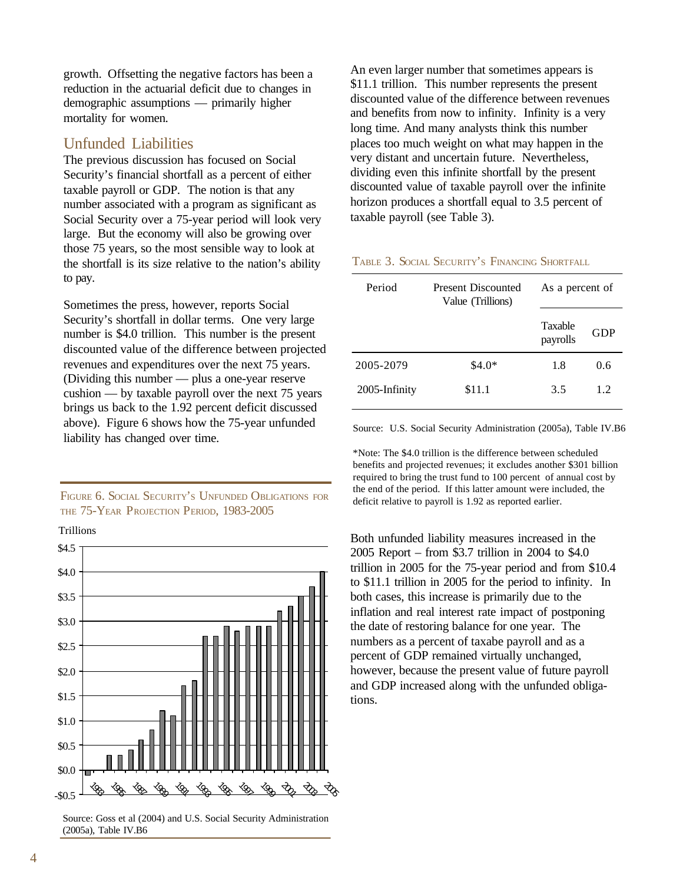growth. Offsetting the negative factors has been a reduction in the actuarial deficit due to changes in demographic assumptions — primarily higher mortality for women.

## Unfunded Liabilities

The previous discussion has focused on Social Security's financial shortfall as a percent of either taxable payroll or GDP. The notion is that any number associated with a program as significant as Social Security over a 75-year period will look very large. But the economy will also be growing over those 75 years, so the most sensible way to look at the shortfall is its size relative to the nation's ability to pay.

Sometimes the press, however, reports Social Security's shortfall in dollar terms. One very large number is $4.0 trillion. This number is the present discounted value of the difference between projected revenues and expenditures over the next 75 years. (Dividing this number — plus a one-year reserve cushion — by taxable payroll over the next 75 years brings us back to the 1.92 percent deficit discussed above). Figure 6 shows how the 75-year unfunded liability has changed over time.

FIGURE 6. SOCIAL SECURITY'S UNFUNDED OBLIGATIONS FOR THE 75-YEAR PROJECTION PERIOD, 1983-2005

Source: Goss et al (2004) and U.S. Social Security Administration (2005a), Table IV.B6

An even larger number that sometimes appears is $11.1 trillion. This number represents the present discounted value of the difference between revenues and benefits from now to infinity. Infinity is a very long time. And many analysts think this number places too much weight on what may happen in the very distant and uncertain future. Nevertheless, dividing even this infinite shortfall by the present discounted value of taxable payroll over the infinite horizon produces a shortfall equal to 3.5 percent of taxable payroll (see Table 3).

TABLE 3. SOCIAL SECURITY'S FINANCING SHORTFALL

| Period | Present Discounted Value (Trillions) | As a percent of | |
|---|---|---|---|
| | | Taxable payrolls | GDP |
| 2005-2079 | $4.0* | 1.8 | 0.6 |
| 2005-Infinity | $11.1 | 3.5 | 1.2 |

Source: U.S. Social Security Administration (2005a), Table IV.B6

*Note: The $4.0 trillion is the difference between scheduled benefits and projected revenues; it excludes another $301 billion required to bring the trust fund to 100 percent of annual cost by the end of the period. If this latter amount were included, the deficit relative to payroll is 1.92 as reported earlier.

Both unfunded liability measures increased in the 2005 Report – from $3.7 trillion in 2004 to $4.0 trillion in 2005 for the 75-year period and from $10.4 to $11.1 trillion in 2005 for the period to infinity. In both cases, this increase is primarily due to the inflation and real interest rate impact of postponing the date of restoring balance for one year. The numbers as a percent of taxabe payroll and as a percent of GDP remained virtually unchanged, however, because the present value of future payroll and GDP increased along with the unfunded obligations.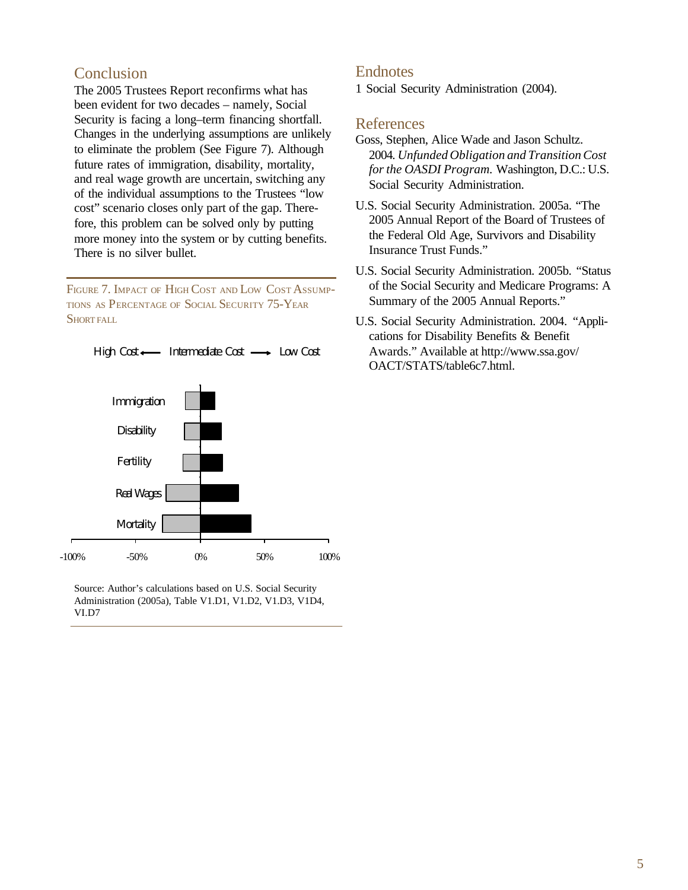## Conclusion

The 2005 Trustees Report reconfirms what has been evident for two decades – namely, Social Security is facing a long–term financing shortfall. Changes in the underlying assumptions are unlikely to eliminate the problem (See Figure 7). Although future rates of immigration, disability, mortality, and real wage growth are uncertain, switching any of the individual assumptions to the Trustees "low cost" scenario closes only part of the gap. Therefore, this problem can be solved only by putting more money into the system or by cutting benefits. There is no silver bullet.

FIGURE 7. IMPACT OF HIGH COST AND LOW COST ASSUMPTIONS AS PERCENTAGE OF SOCIAL SECURITY 75-YEAR SHORT FALL

High Cost ⟵ Intermediate Cost ⟶ Low Cost

Immigration

Disability

Fertility

Real Wages

Mortality

-100% -50% 0% 50% 100%

Source: Author's calculations based on U.S. Social Security Administration (2005a), Table V1.D1, V1.D2, V1.D3, V1D4, VI.D7

## Endnotes

1 Social Security Administration (2004).

## References

Goss, Stephen, Alice Wade and Jason Schultz. 2004. *Unfunded Obligation and Transition Cost for the OASDI Program.* Washington, D.C.: U.S. Social Security Administration.

U.S. Social Security Administration. 2005a. "The 2005 Annual Report of the Board of Trustees of the Federal Old Age, Survivors and Disability Insurance Trust Funds."

U.S. Social Security Administration. 2005b. "Status of the Social Security and Medicare Programs: A Summary of the 2005 Annual Reports."

U.S. Social Security Administration. 2004. "Applications for Disability Benefits & Benefit Awards." Available at http://www.ssa.gov/OACT/STATS/table6c7.html.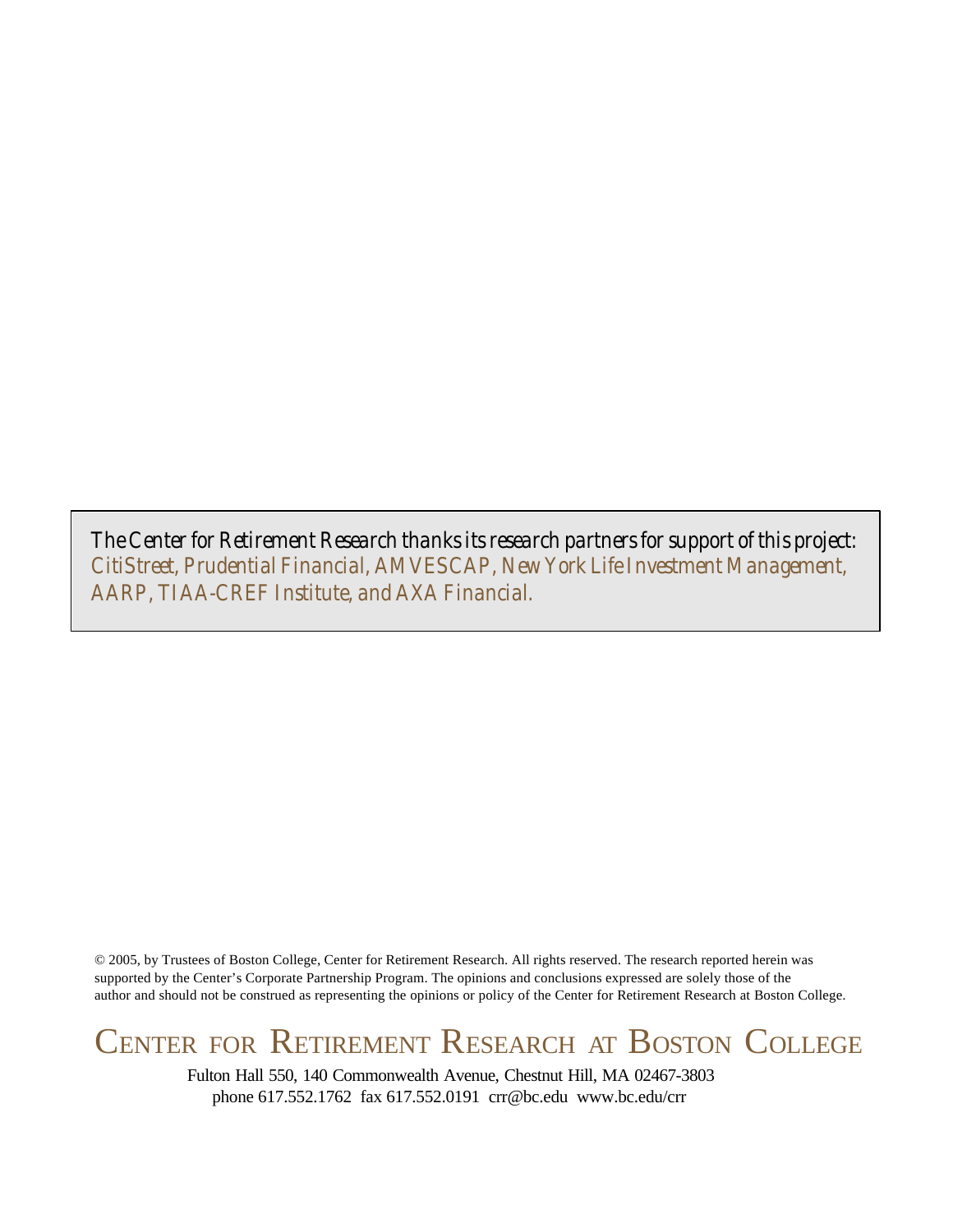*The Center for Retirement Research thanks its research partners for support of this project: CitiStreet, Prudential Financial, AMVESCAP, New York Life Investment Management, AARP, TIAA-CREF Institute, and AXA Financial.*

© 2005, by Trustees of Boston College, Center for Retirement Research. All rights reserved. The research reported herein was supported by the Center's Corporate Partnership Program. The opinions and conclusions expressed are solely those of the author and should not be construed as representing the opinions or policy of the Center for Retirement Research at Boston College.

# Center for Retirement Research at Boston College

Fulton Hall 550, 140 Commonwealth Avenue, Chestnut Hill, MA 02467-3803
phone 617.552.1762 fax 617.552.0191 crr@bc.edu www.bc.edu/crr